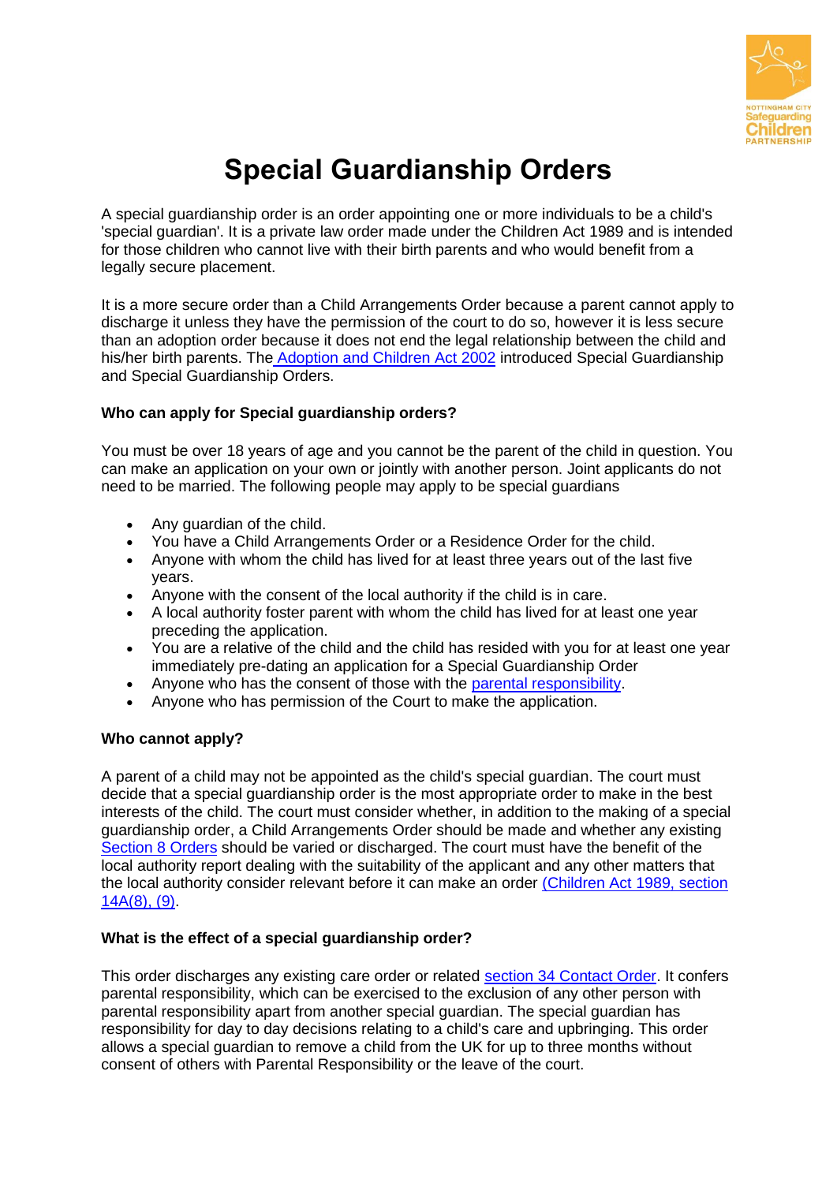# Special Guardianship Orders

A special guardianship order is an order appointing one or more individuals to be a child's 'special guardian'. It is a private law order made under the Children Act 1989 and is intended for those children who cannot live with their birth parents and who would benefit from a legally secure placement.

It is a more secure order than a Child Arrangements Order because a parent cannot apply to discharge it unless they have the permission of the court to do so, however it is less secure than an adoption order because it does not end the legal relationship between the child and his/her birth parents. The Adoption and Children Act 2002 introduced Special Guardianship and Special Guardianship Orders.

**Who can apply for Special guardianship orders?**

You must be over 18 years of age and you cannot be the parent of the child in question. You can make an application on your own or jointly with another person. Joint applicants do not need to be married. The following people may apply to be special guardians

- Any guardian of the child.
- You have a Child Arrangements Order or a Residence Order for the child.
- Anyone with whom the child has lived for at least three years out of the last five years.
- Anyone with the consent of the local authority if the child is in care.
- A local authority foster parent with whom the child has lived for at least one year preceding the application.
- You are a relative of the child and the child has resided with you for at least one year immediately pre-dating an application for a Special Guardianship Order
- Anyone who has the consent of those with the parental responsibility.
- Anyone who has permission of the Court to make the application.

**Who cannot apply?**

A parent of a child may not be appointed as the child's special guardian. The court must decide that a special guardianship order is the most appropriate order to make in the best interests of the child. The court must consider whether, in addition to the making of a special guardianship order, a Child Arrangements Order should be made and whether any existing Section 8 Orders should be varied or discharged. The court must have the benefit of the local authority report dealing with the suitability of the applicant and any other matters that the local authority consider relevant before it can make an order (Children Act 1989, section 14A(8), (9).

**What is the effect of a special guardianship order?**

This order discharges any existing care order or related section 34 Contact Order. It confers parental responsibility, which can be exercised to the exclusion of any other person with parental responsibility apart from another special guardian. The special guardian has responsibility for day to day decisions relating to a child's care and upbringing. This order allows a special guardian to remove a child from the UK for up to three months without consent of others with Parental Responsibility or the leave of the court.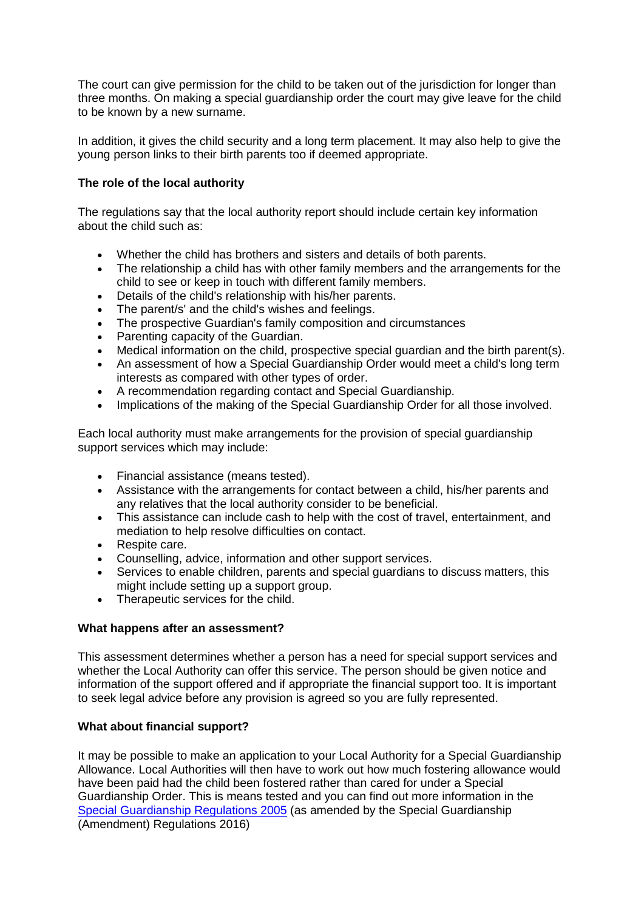The court can give permission for the child to be taken out of the jurisdiction for longer than three months. On making a special guardianship order the court may give leave for the child to be known by a new surname.

In addition, it gives the child security and a long term placement. It may also help to give the young person links to their birth parents too if deemed appropriate.

**The role of the local authority**

The regulations say that the local authority report should include certain key information about the child such as:

- Whether the child has brothers and sisters and details of both parents.
- The relationship a child has with other family members and the arrangements for the child to see or keep in touch with different family members.
- Details of the child's relationship with his/her parents.
- The parent/s' and the child's wishes and feelings.
- The prospective Guardian's family composition and circumstances
- Parenting capacity of the Guardian.
- Medical information on the child, prospective special guardian and the birth parent(s).
- An assessment of how a Special Guardianship Order would meet a child's long term interests as compared with other types of order.
- A recommendation regarding contact and Special Guardianship.
- Implications of the making of the Special Guardianship Order for all those involved.

Each local authority must make arrangements for the provision of special guardianship support services which may include:

- Financial assistance (means tested).
- Assistance with the arrangements for contact between a child, his/her parents and any relatives that the local authority consider to be beneficial.
- This assistance can include cash to help with the cost of travel, entertainment, and mediation to help resolve difficulties on contact.
- Respite care.
- Counselling, advice, information and other support services.
- Services to enable children, parents and special guardians to discuss matters, this might include setting up a support group.
- Therapeutic services for the child.

**What happens after an assessment?**

This assessment determines whether a person has a need for special support services and whether the Local Authority can offer this service. The person should be given notice and information of the support offered and if appropriate the financial support too. It is important to seek legal advice before any provision is agreed so you are fully represented.

**What about financial support?**

It may be possible to make an application to your Local Authority for a Special Guardianship Allowance. Local Authorities will then have to work out how much fostering allowance would have been paid had the child been fostered rather than cared for under a Special Guardianship Order. This is means tested and you can find out more information in the Special Guardianship Regulations 2005 (as amended by the Special Guardianship (Amendment) Regulations 2016)